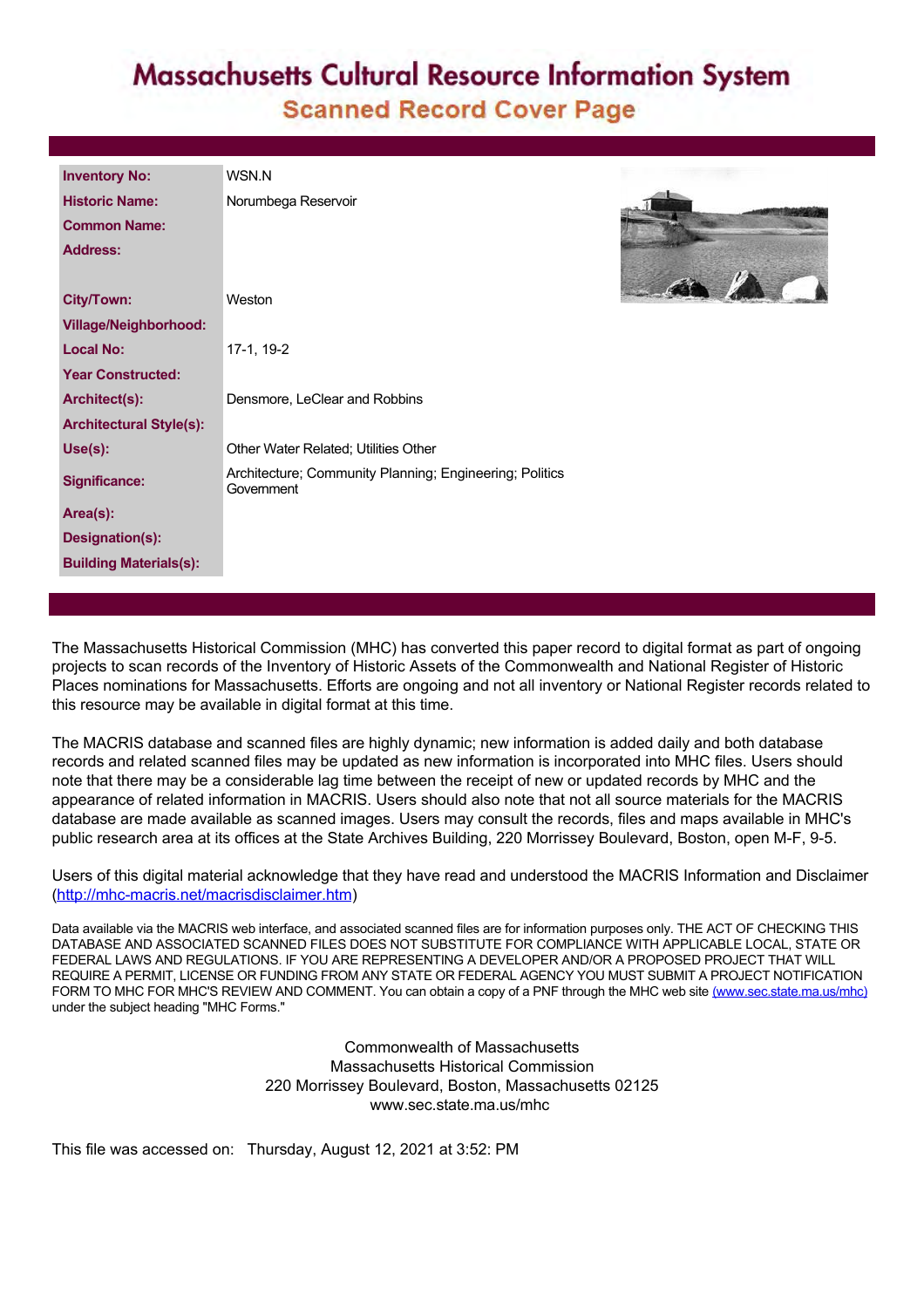# Massachusetts Cultural Resource Information System

## Scanned Record Cover Page

| | |
|---|---|
| **Inventory No:** | WSN.N |
| **Historic Name:** | Norumbega Reservoir |
| **Common Name:** | |
| **Address:** | |
| **City/Town:** | Weston |
| **Village/Neighborhood:** | |
| **Local No:** | 17-1, 19-2 |
| **Year Constructed:** | |
| **Architect(s):** | Densmore, LeClear and Robbins |
| **Architectural Style(s):** | |
| **Use(s):** | Other Water Related; Utilities Other |
| **Significance:** | Architecture; Community Planning; Engineering; Politics Government |
| **Area(s):** | |
| **Designation(s):** | |
| **Building Materials(s):** | |

The Massachusetts Historical Commission (MHC) has converted this paper record to digital format as part of ongoing projects to scan records of the Inventory of Historic Assets of the Commonwealth and National Register of Historic Places nominations for Massachusetts. Efforts are ongoing and not all inventory or National Register records related to this resource may be available in digital format at this time.

The MACRIS database and scanned files are highly dynamic; new information is added daily and both database records and related scanned files may be updated as new information is incorporated into MHC files. Users should note that there may be a considerable lag time between the receipt of new or updated records by MHC and the appearance of related information in MACRIS. Users should also note that not all source materials for the MACRIS database are made available as scanned images. Users may consult the records, files and maps available in MHC's public research area at its offices at the State Archives Building, 220 Morrissey Boulevard, Boston, open M-F, 9-5.

Users of this digital material acknowledge that they have read and understood the MACRIS Information and Disclaimer (http://mhc-macris.net/macrisdisclaimer.htm)

Data available via the MACRIS web interface, and associated scanned files are for information purposes only. THE ACT OF CHECKING THIS DATABASE AND ASSOCIATED SCANNED FILES DOES NOT SUBSTITUTE FOR COMPLIANCE WITH APPLICABLE LOCAL, STATE OR FEDERAL LAWS AND REGULATIONS. IF YOU ARE REPRESENTING A DEVELOPER AND/OR A PROPOSED PROJECT THAT WILL REQUIRE A PERMIT, LICENSE OR FUNDING FROM ANY STATE OR FEDERAL AGENCY YOU MUST SUBMIT A PROJECT NOTIFICATION FORM TO MHC FOR MHC'S REVIEW AND COMMENT. You can obtain a copy of a PNF through the MHC web site (www.sec.state.ma.us/mhc) under the subject heading "MHC Forms."

Commonwealth of Massachusetts
Massachusetts Historical Commission
220 Morrissey Boulevard, Boston, Massachusetts 02125
www.sec.state.ma.us/mhc

This file was accessed on: Thursday, August 12, 2021 at 3:52: PM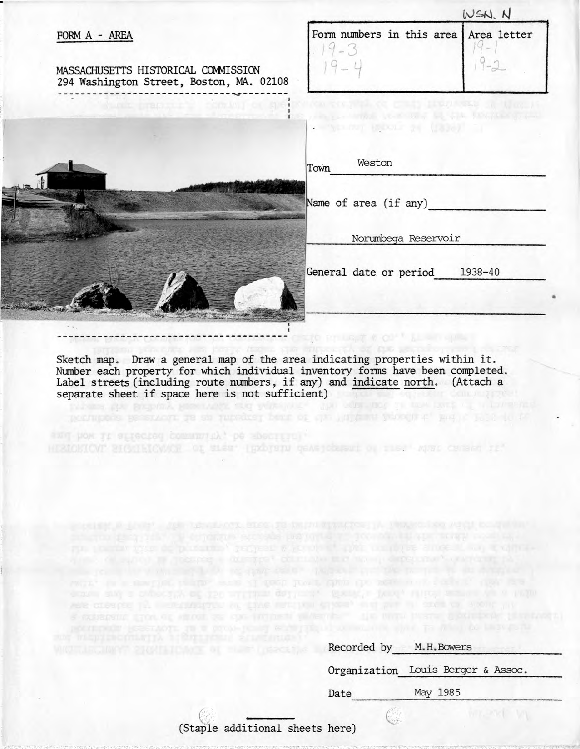WSN. N

FORM A - AREA

MASSACHUSETTS HISTORICAL COMMISSION
294 Washington Street, Boston, MA. 02108

| Form numbers in this area | Area letter |
|---|---|
| 19-3 | 19-1 |
| 19-4 | 19-2 |

Town Weston

Name of area (if any)

Norumbega Reservoir

General date or period 1938-40

Sketch map. Draw a general map of the area indicating properties within it. Number each property for which individual inventory forms have been completed. Label streets (including route numbers, if any) and indicate north. (Attach a separate sheet if space here is not sufficient)

Recorded by M.H.Bowers

Organization Louis Berger & Assoc.

Date May 1985

(Staple additional sheets here)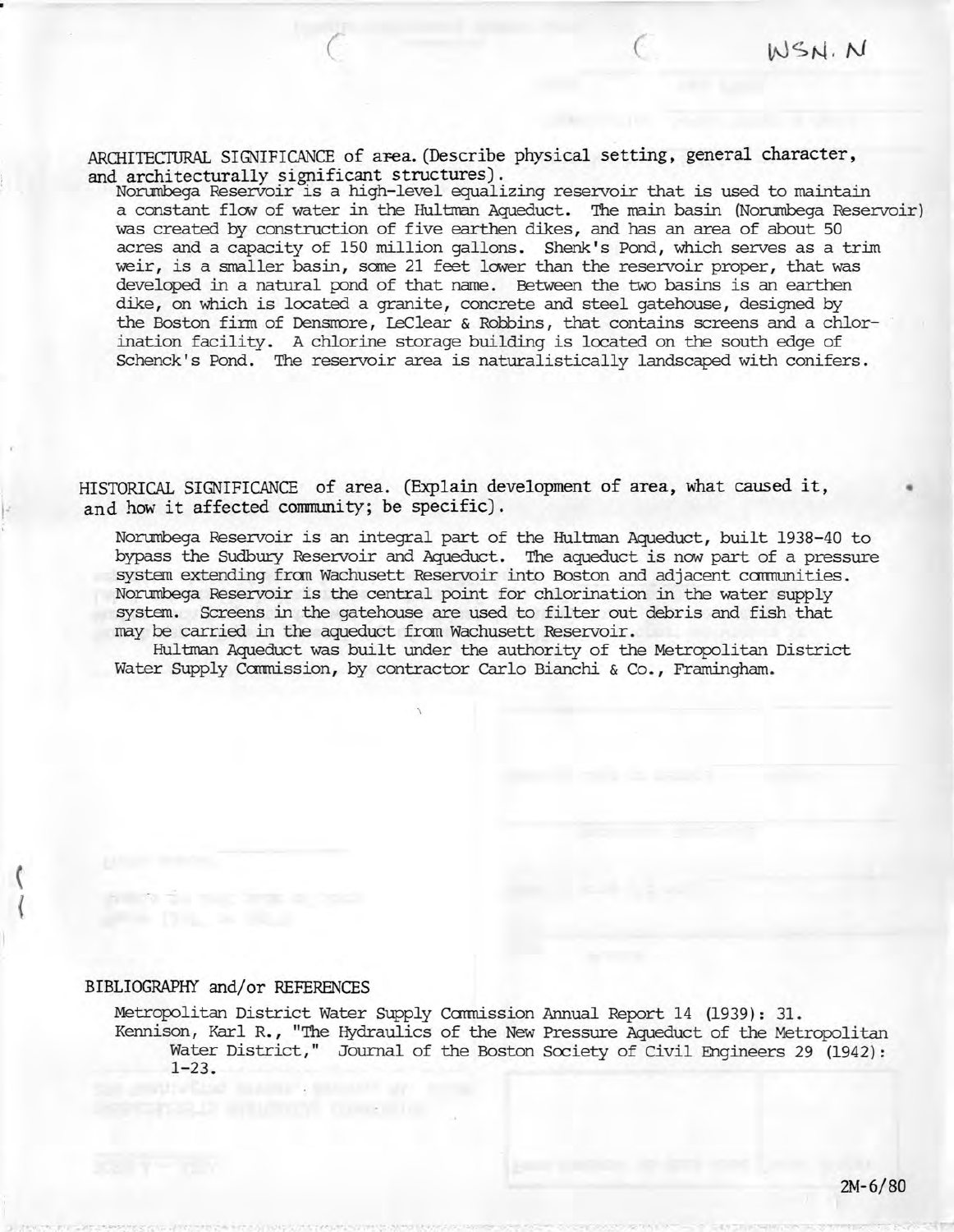WSN. N

ARCHITECTURAL SIGNIFICANCE of area. (Describe physical setting, general character, and architecturally significant structures).

Norumbega Reservoir is a high-level equalizing reservoir that is used to maintain a constant flow of water in the Hultman Aqueduct. The main basin (Norumbega Reservoir) was created by construction of five earthen dikes, and has an area of about 50 acres and a capacity of 150 million gallons. Shenk's Pond, which serves as a trim weir, is a smaller basin, some 21 feet lower than the reservoir proper, that was developed in a natural pond of that name. Between the two basins is an earthen dike, on which is located a granite, concrete and steel gatehouse, designed by the Boston firm of Densmore, LeClear & Robbins, that contains screens and a chlorination facility. A chlorine storage building is located on the south edge of Schenck's Pond. The reservoir area is naturalistically landscaped with conifers.

HISTORICAL SIGNIFICANCE of area. (Explain development of area, what caused it, and how it affected community; be specific).

Norumbega Reservoir is an integral part of the Hultman Aqueduct, built 1938-40 to bypass the Sudbury Reservoir and Aqueduct. The aqueduct is now part of a pressure system extending from Wachusett Reservoir into Boston and adjacent communities. Norumbega Reservoir is the central point for chlorination in the water supply system. Screens in the gatehouse are used to filter out debris and fish that may be carried in the aqueduct from Wachusett Reservoir.

Hultman Aqueduct was built under the authority of the Metropolitan District Water Supply Commission, by contractor Carlo Bianchi & Co., Framingham.

BIBLIOGRAPHY and/or REFERENCES

Metropolitan District Water Supply Commission Annual Report 14 (1939): 31.

Kennison, Karl R., "The Hydraulics of the New Pressure Aqueduct of the Metropolitan Water District," Journal of the Boston Society of Civil Engineers 29 (1942): 1-23.

2M-6/80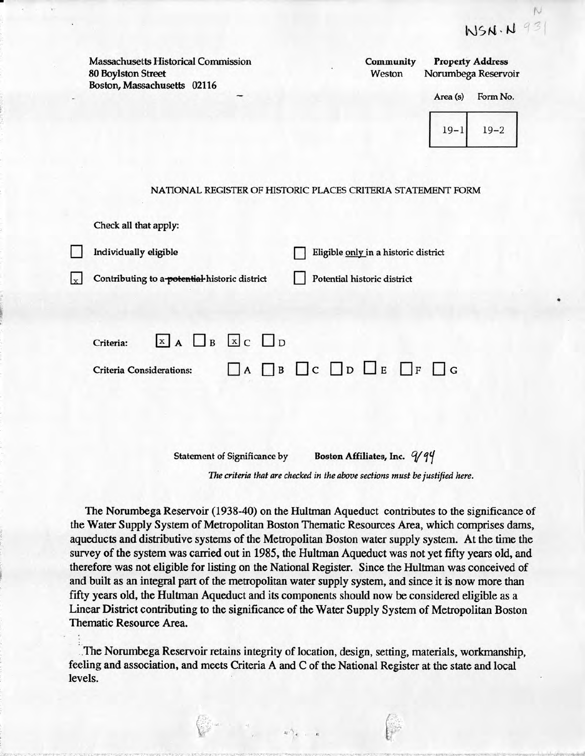WSN.N 931

Massachusetts Historical Commission
80 Boylston Street
Boston, Massachusetts 02116

| Community | Property Address |
|---|---|
| Weston | Norumbega Reservoir |

| Area (s) | Form No. |
|---|---|
| 19-1 | 19-2 |

## NATIONAL REGISTER OF HISTORIC PLACES CRITERIA STATEMENT FORM

Check all that apply:

- [ ] Individually eligible
- [ ] Eligible only in a historic district
- [x] Contributing to a ~~potential~~ historic district
- [ ] Potential historic district

Criteria: [x] A [ ] B [x] C [ ] D

Criteria Considerations: [ ] A [ ] B [ ] C [ ] D [ ] E [ ] F [ ] G

Statement of Significance by **Boston Affiliates, Inc.** 9/94

*The criteria that are checked in the above sections must be justified here.*

The Norumbega Reservoir (1938-40) on the Hultman Aqueduct contributes to the significance of the Water Supply System of Metropolitan Boston Thematic Resources Area, which comprises dams, aqueducts and distributive systems of the Metropolitan Boston water supply system. At the time the survey of the system was carried out in 1985, the Hultman Aqueduct was not yet fifty years old, and therefore was not eligible for listing on the National Register. Since the Hultman was conceived of and built as an integral part of the metropolitan water supply system, and since it is now more than fifty years old, the Hultman Aqueduct and its components should now be considered eligible as a Linear District contributing to the significance of the Water Supply System of Metropolitan Boston Thematic Resource Area.

The Norumbega Reservoir retains integrity of location, design, setting, materials, workmanship, feeling and association, and meets Criteria A and C of the National Register at the state and local levels.